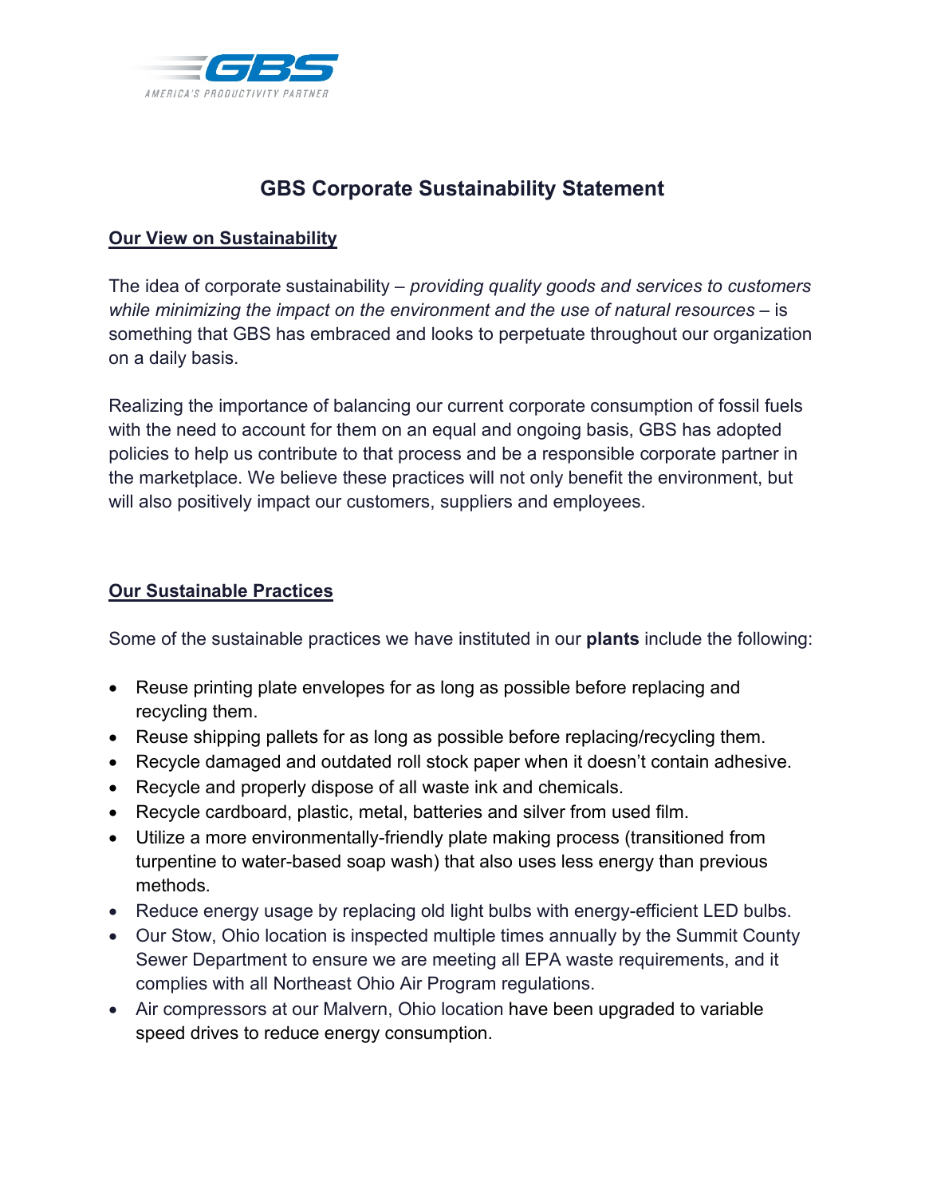GBS

AMERICA'S PRODUCTIVITY PARTNER

# GBS Corporate Sustainability Statement

## Our View on Sustainability

The idea of corporate sustainability – *providing quality goods and services to customers while minimizing the impact on the environment and the use of natural resources* – is something that GBS has embraced and looks to perpetuate throughout our organization on a daily basis.

Realizing the importance of balancing our current corporate consumption of fossil fuels with the need to account for them on an equal and ongoing basis, GBS has adopted policies to help us contribute to that process and be a responsible corporate partner in the marketplace. We believe these practices will not only benefit the environment, but will also positively impact our customers, suppliers and employees.

## Our Sustainable Practices

Some of the sustainable practices we have instituted in our **plants** include the following:

- Reuse printing plate envelopes for as long as possible before replacing and recycling them.
- Reuse shipping pallets for as long as possible before replacing/recycling them.
- Recycle damaged and outdated roll stock paper when it doesn't contain adhesive.
- Recycle and properly dispose of all waste ink and chemicals.
- Recycle cardboard, plastic, metal, batteries and silver from used film.
- Utilize a more environmentally-friendly plate making process (transitioned from turpentine to water-based soap wash) that also uses less energy than previous methods.
- Reduce energy usage by replacing old light bulbs with energy-efficient LED bulbs.
- Our Stow, Ohio location is inspected multiple times annually by the Summit County Sewer Department to ensure we are meeting all EPA waste requirements, and it complies with all Northeast Ohio Air Program regulations.
- Air compressors at our Malvern, Ohio location have been upgraded to variable speed drives to reduce energy consumption.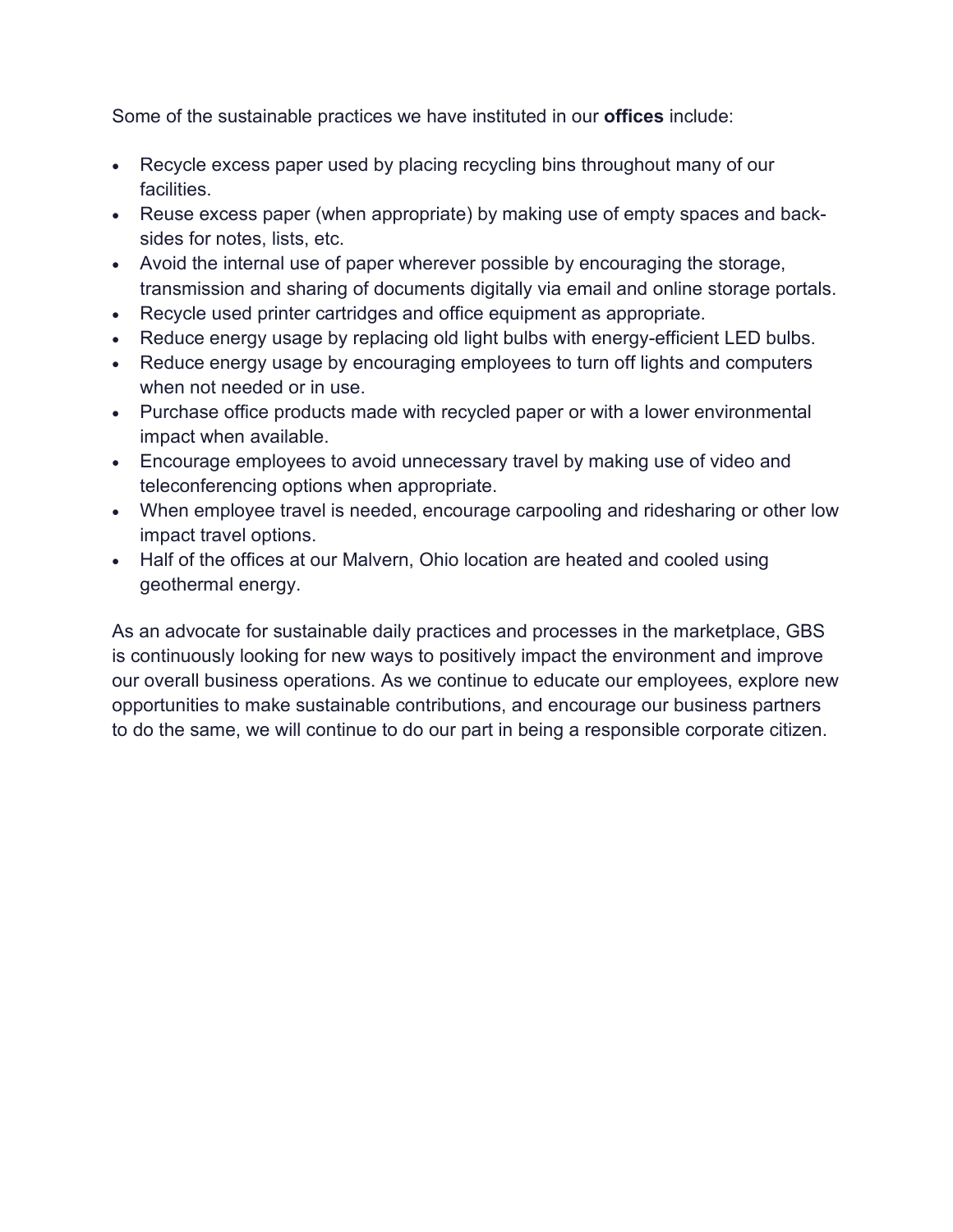Some of the sustainable practices we have instituted in our **offices** include:

- Recycle excess paper used by placing recycling bins throughout many of our facilities.
- Reuse excess paper (when appropriate) by making use of empty spaces and back-sides for notes, lists, etc.
- Avoid the internal use of paper wherever possible by encouraging the storage, transmission and sharing of documents digitally via email and online storage portals.
- Recycle used printer cartridges and office equipment as appropriate.
- Reduce energy usage by replacing old light bulbs with energy-efficient LED bulbs.
- Reduce energy usage by encouraging employees to turn off lights and computers when not needed or in use.
- Purchase office products made with recycled paper or with a lower environmental impact when available.
- Encourage employees to avoid unnecessary travel by making use of video and teleconferencing options when appropriate.
- When employee travel is needed, encourage carpooling and ridesharing or other low impact travel options.
- Half of the offices at our Malvern, Ohio location are heated and cooled using geothermal energy.

As an advocate for sustainable daily practices and processes in the marketplace, GBS is continuously looking for new ways to positively impact the environment and improve our overall business operations. As we continue to educate our employees, explore new opportunities to make sustainable contributions, and encourage our business partners to do the same, we will continue to do our part in being a responsible corporate citizen.